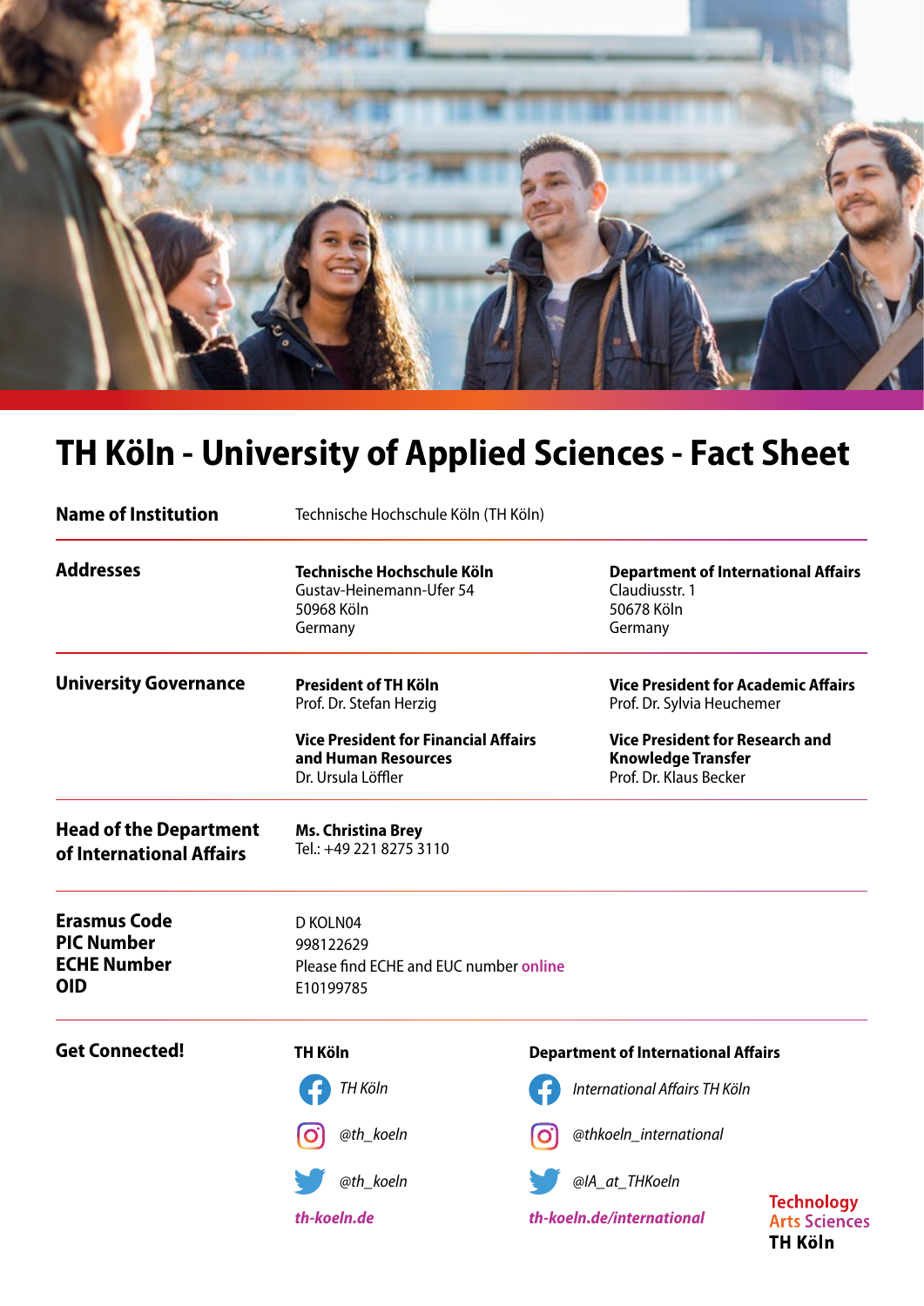# TH Köln - University of Applied Sciences - Fact Sheet

| | | |
|---|---|---|
| **Name of Institution** | Technische Hochschule Köln (TH Köln) | |
| **Addresses** | **Technische Hochschule Köln**<br>Gustav-Heinemann-Ufer 54<br>50968 Köln<br>Germany | **Department of International Affairs**<br>Claudiusstr. 1<br>50678 Köln<br>Germany |
| **University Governance** | **President of TH Köln**<br>Prof. Dr. Stefan Herzig<br><br>**Vice President for Financial Affairs and Human Resources**<br>Dr. Ursula Löffler | **Vice President for Academic Affairs**<br>Prof. Dr. Sylvia Heuchemer<br><br>**Vice President for Research and Knowledge Transfer**<br>Prof. Dr. Klaus Becker |
| **Head of the Department of International Affairs** | **Ms. Christina Brey**<br>Tel.: +49 221 8275 3110 | |
| **Erasmus Code** | D KOLN04 | |
| **PIC Number** | 998122629 | |
| **ECHE Number** | Please find ECHE and EUC number online | |
| **OID** | E10199785 | |

## Get Connected!

**TH Köln**

- Facebook: *TH Köln*
- Instagram: *@th_koeln*
- Twitter: *@th_koeln*
- ***th-koeln.de***

**Department of International Affairs**

- Facebook: *International Affairs TH Köln*
- Instagram: *@thkoeln_international*
- Twitter: *@IA_at_THKoeln*
- ***th-koeln.de/international***

Technology Arts Sciences
TH Köln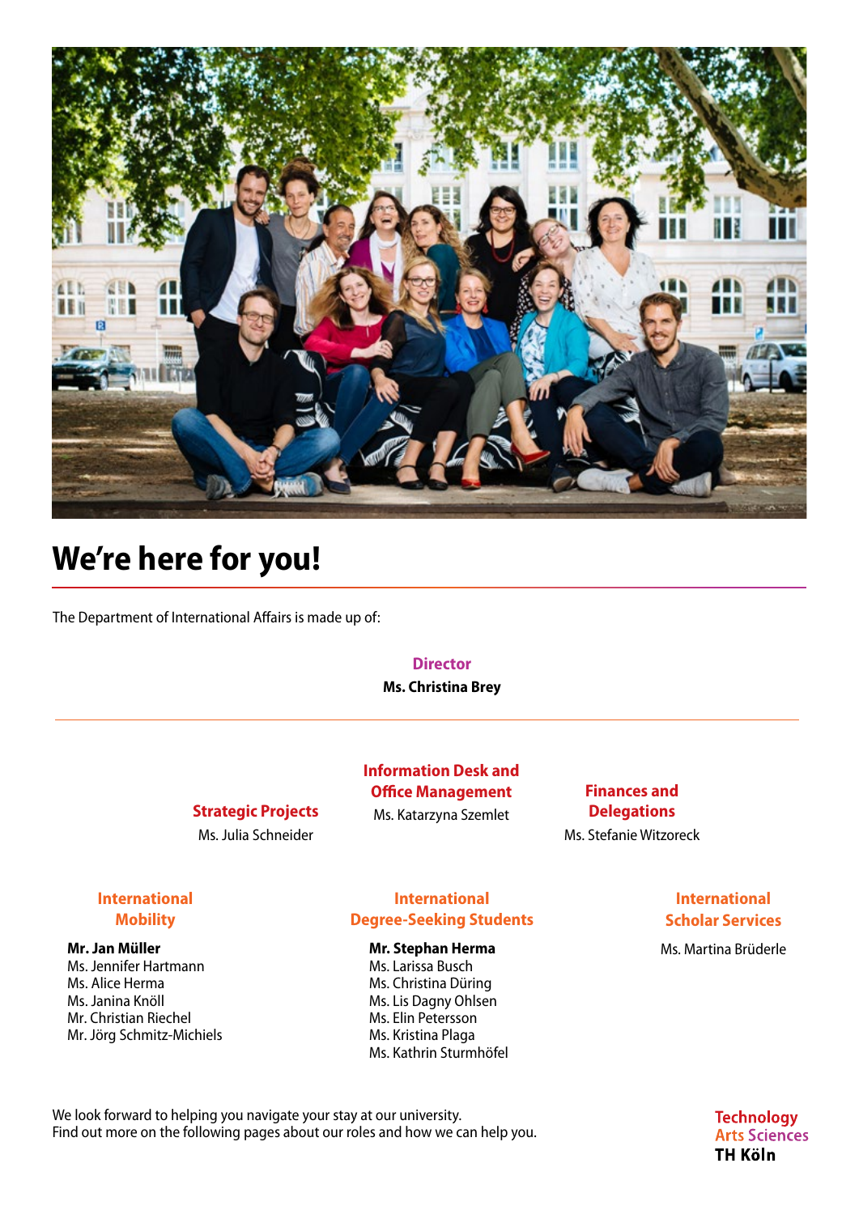# We're here for you!

The Department of International Affairs is made up of:

**Director**
**Ms. Christina Brey**

---

**Strategic Projects**
Ms. Julia Schneider

**Information Desk and Office Management**
Ms. Katarzyna Szemlet

**Finances and Delegations**
Ms. Stefanie Witzoreck

**International Mobility**
**Mr. Jan Müller**
Ms. Jennifer Hartmann
Ms. Alice Herma
Ms. Janina Knöll
Mr. Christian Riechel
Mr. Jörg Schmitz-Michiels

**International Degree-Seeking Students**
**Mr. Stephan Herma**
Ms. Larissa Busch
Ms. Christina Düring
Ms. Lis Dagny Ohlsen
Ms. Elin Petersson
Ms. Kristina Plaga
Ms. Kathrin Sturmhöfel

**International Scholar Services**
Ms. Martina Brüderle

We look forward to helping you navigate your stay at our university.
Find out more on the following pages about our roles and how we can help you.

Technology
Arts Sciences
TH Köln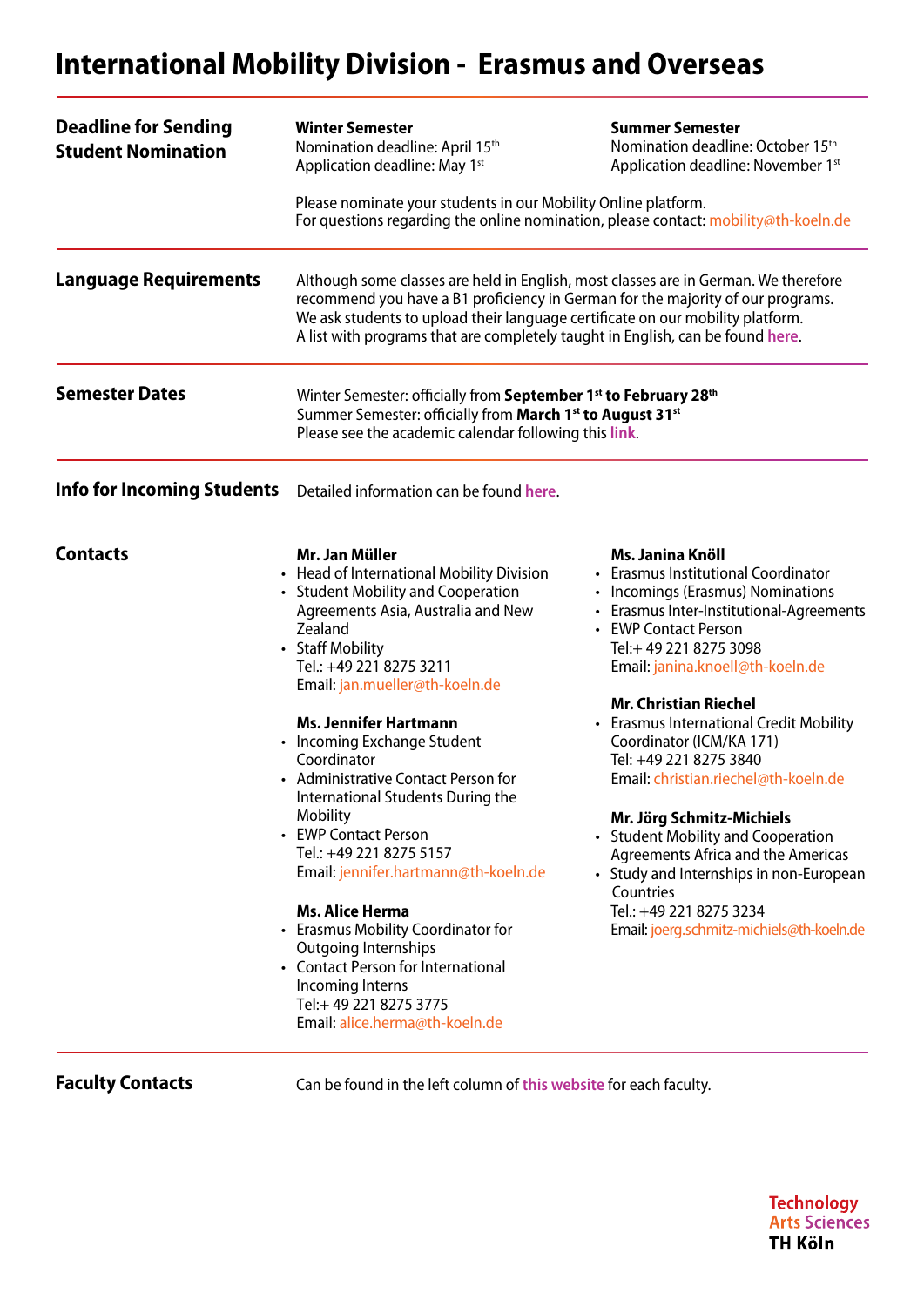# International Mobility Division - Erasmus and Overseas

## Deadline for Sending Student Nomination

**Winter Semester**
Nomination deadline: April 15th
Application deadline: May 1st

**Summer Semester**
Nomination deadline: October 15th
Application deadline: November 1st

Please nominate your students in our Mobility Online platform.
For questions regarding the online nomination, please contact: mobility@th-koeln.de

## Language Requirements

Although some classes are held in English, most classes are in German. We therefore recommend you have a B1 proficiency in German for the majority of our programs. We ask students to upload their language certificate on our mobility platform.
A list with programs that are completely taught in English, can be found here.

## Semester Dates

Winter Semester: officially from **September 1st to February 28th**
Summer Semester: officially from **March 1st to August 31st**
Please see the academic calendar following this link.

## Info for Incoming Students

Detailed information can be found here.

## Contacts

**Mr. Jan Müller**
- Head of International Mobility Division
- Student Mobility and Cooperation Agreements Asia, Australia and New Zealand
- Staff Mobility
  Tel.: +49 221 8275 3211
  Email: jan.mueller@th-koeln.de

**Ms. Jennifer Hartmann**
- Incoming Exchange Student Coordinator
- Administrative Contact Person for International Students During the Mobility
- EWP Contact Person
  Tel.: +49 221 8275 5157
  Email: jennifer.hartmann@th-koeln.de

**Ms. Alice Herma**
- Erasmus Mobility Coordinator for Outgoing Internships
- Contact Person for International Incoming Interns
  Tel:+ 49 221 8275 3775
  Email: alice.herma@th-koeln.de

**Ms. Janina Knöll**
- Erasmus Institutional Coordinator
- Incomings (Erasmus) Nominations
- Erasmus Inter-Institutional-Agreements
- EWP Contact Person
  Tel:+ 49 221 8275 3098
  Email: janina.knoell@th-koeln.de

**Mr. Christian Riechel**
- Erasmus International Credit Mobility Coordinator (ICM/KA 171)
  Tel: +49 221 8275 3840
  Email: christian.riechel@th-koeln.de

**Mr. Jörg Schmitz-Michiels**
- Student Mobility and Cooperation Agreements Africa and the Americas
- Study and Internships in non-European Countries
  Tel.: +49 221 8275 3234
  Email: joerg.schmitz-michiels@th-koeln.de

## Faculty Contacts

Can be found in the left column of this website for each faculty.

Technology
Arts Sciences
TH Köln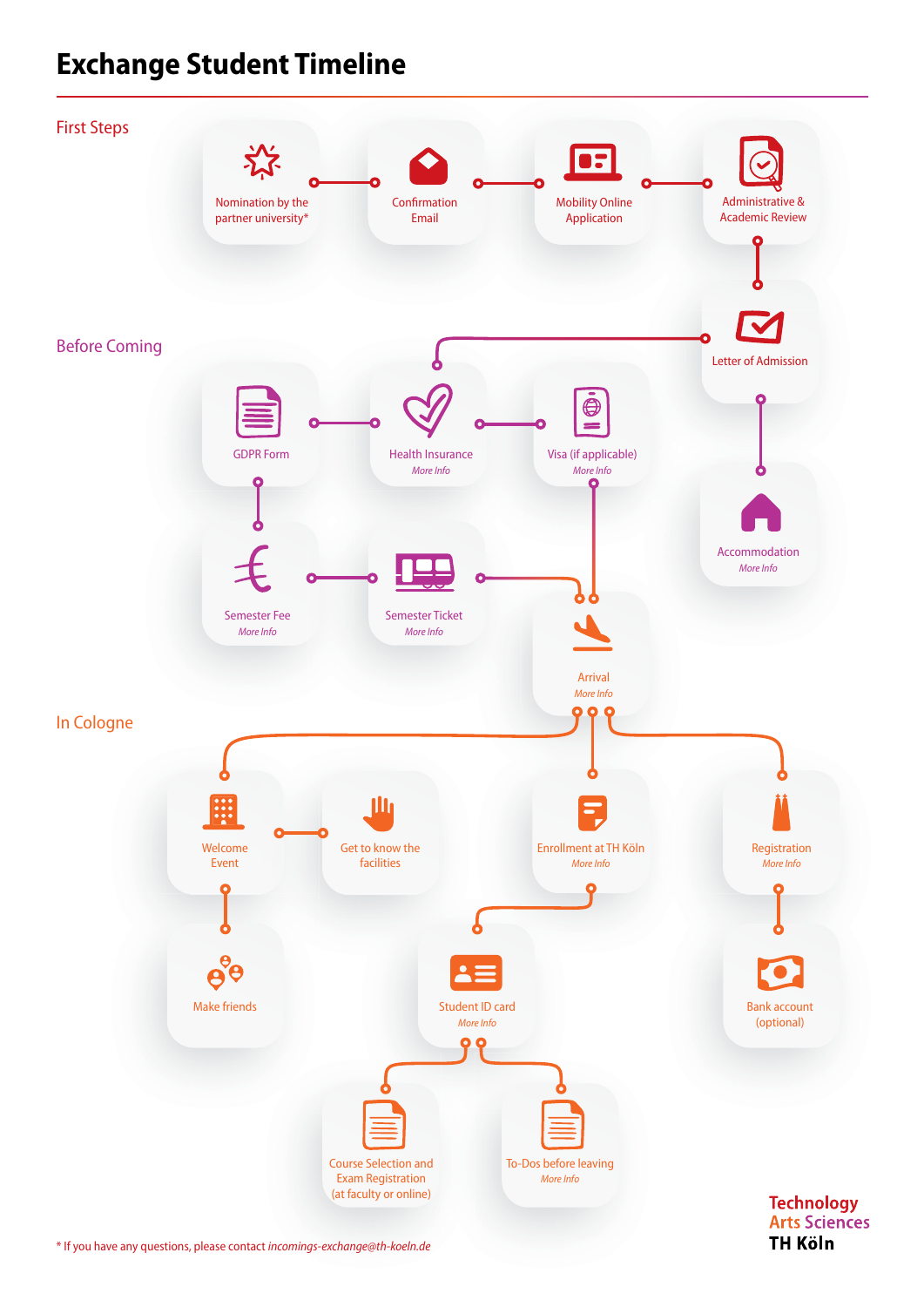# Exchange Student Timeline

## First Steps

- Nomination by the partner university*
- Confirmation Email
- Mobility Online Application
- Administrative & Academic Review
- Letter of Admission

## Before Coming

- Accommodation
  *More Info*
- Health Insurance
  *More Info*
- GDPR Form
- Visa (if applicable)
  *More Info*
- Semester Fee
  *More Info*
- Semester Ticket
  *More Info*
- Arrival
  *More Info*

## In Cologne

- Welcome Event
- Get to know the facilities
- Make friends
- Enrollment at TH Köln
  *More Info*
- Student ID card
  *More Info*
- Course Selection and Exam Registration (at faculty or online)
- To-Dos before leaving
  *More Info*
- Registration
  *More Info*
- Bank account (optional)

\* If you have any questions, please contact *incomings-exchange@th-koeln.de*

Technology
Arts Sciences
TH Köln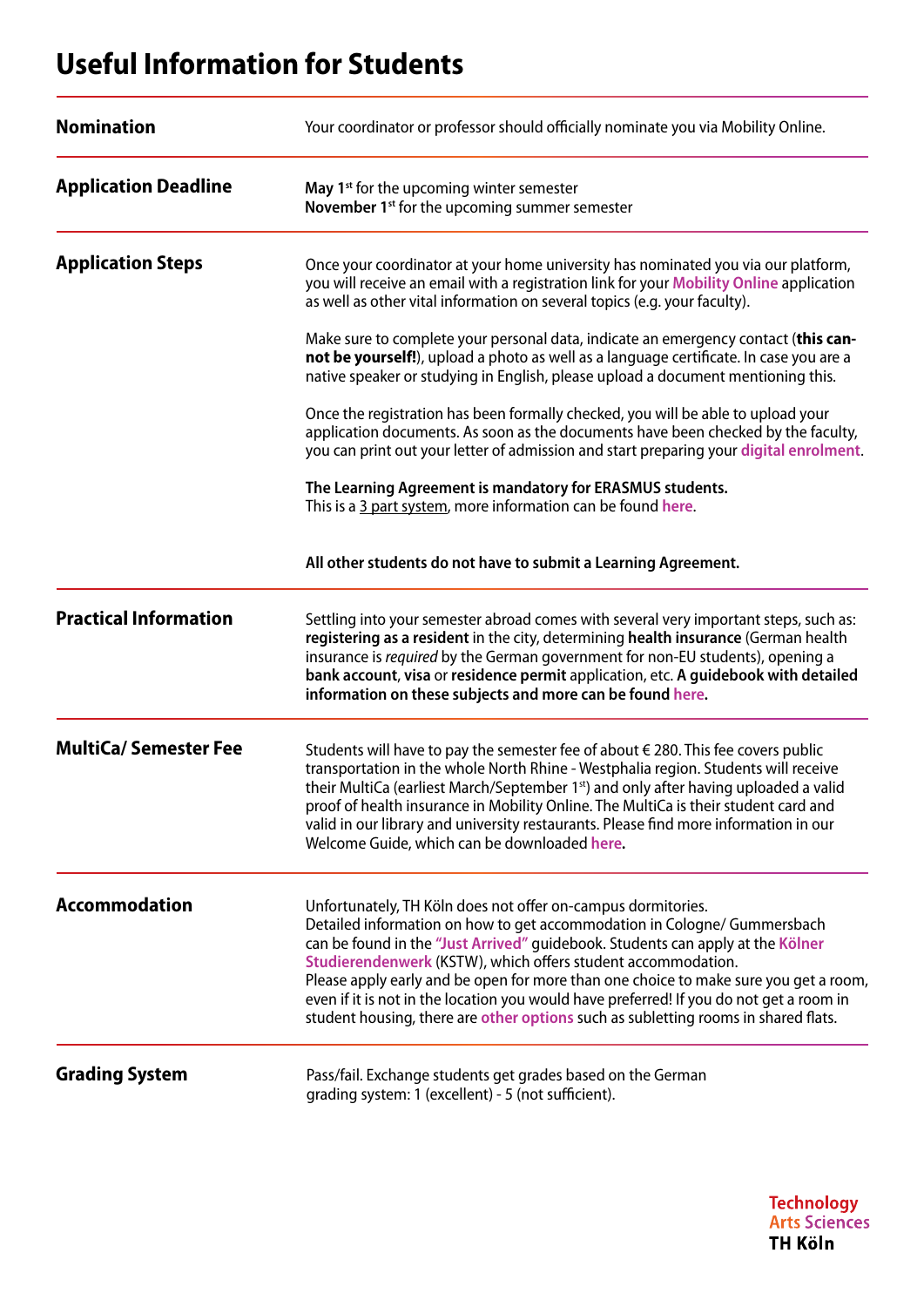# Useful Information for Students

## Nomination

Your coordinator or professor should officially nominate you via Mobility Online.

## Application Deadline

**May 1st** for the upcoming winter semester
**November 1st** for the upcoming summer semester

## Application Steps

Once your coordinator at your home university has nominated you via our platform, you will receive an email with a registration link for your **Mobility Online** application as well as other vital information on several topics (e.g. your faculty).

Make sure to complete your personal data, indicate an emergency contact (**this cannot be yourself!**), upload a photo as well as a language certificate. In case you are a native speaker or studying in English, please upload a document mentioning this.

Once the registration has been formally checked, you will be able to upload your application documents. As soon as the documents have been checked by the faculty, you can print out your letter of admission and start preparing your **digital enrolment**.

**The Learning Agreement is mandatory for ERASMUS students.**
This is a 3 part system, more information can be found **here**.

**All other students do not have to submit a Learning Agreement.**

## Practical Information

Settling into your semester abroad comes with several very important steps, such as: **registering as a resident** in the city, determining **health insurance** (German health insurance is *required* by the German government for non-EU students), opening a **bank account**, **visa** or **residence permit** application, etc. **A guidebook with detailed information on these subjects and more can be found here.**

## MultiCa/ Semester Fee

Students will have to pay the semester fee of about € 280. This fee covers public transportation in the whole North Rhine - Westphalia region. Students will receive their MultiCa (earliest March/September 1st) and only after having uploaded a valid proof of health insurance in Mobility Online. The MultiCa is their student card and valid in our library and university restaurants. Please find more information in our Welcome Guide, which can be downloaded **here.**

## Accommodation

Unfortunately, TH Köln does not offer on-campus dormitories.
Detailed information on how to get accommodation in Cologne/ Gummersbach can be found in the **"Just Arrived"** guidebook. Students can apply at the **Kölner Studierendenwerk** (KSTW), which offers student accommodation.
Please apply early and be open for more than one choice to make sure you get a room, even if it is not in the location you would have preferred! If you do not get a room in student housing, there are **other options** such as subletting rooms in shared flats.

## Grading System

Pass/fail. Exchange students get grades based on the German grading system: 1 (excellent) - 5 (not sufficient).